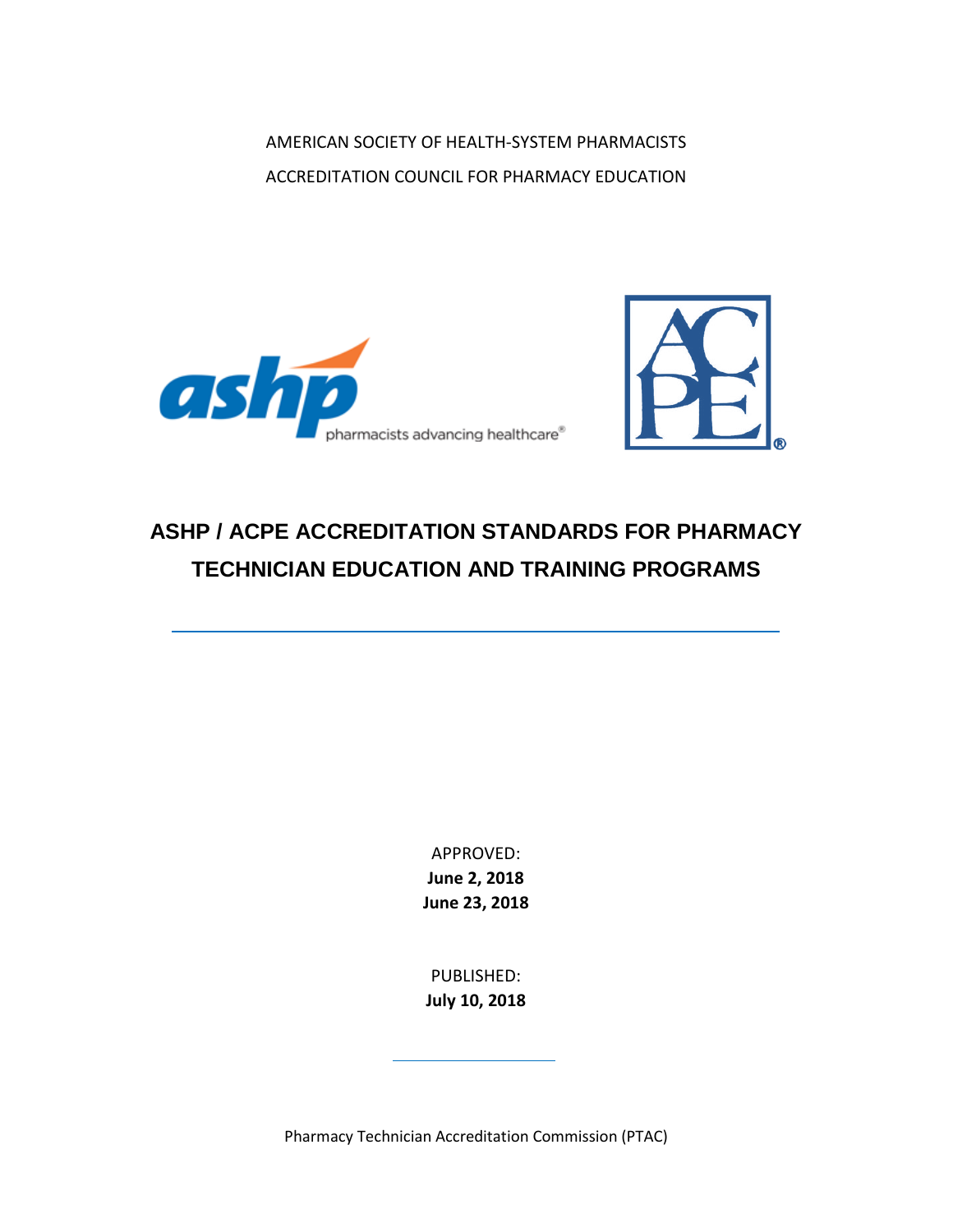AMERICAN SOCIETY OF HEALTH-SYSTEM PHARMACISTS

ACCREDITATION COUNCIL FOR PHARMACY EDUCATION

ashp pharmacists advancing healthcare®

ACPE®

# ASHP / ACPE ACCREDITATION STANDARDS FOR PHARMACY TECHNICIAN EDUCATION AND TRAINING PROGRAMS

---

APPROVED:
**June 2, 2018**
**June 23, 2018**

PUBLISHED:
**July 10, 2018**

---

Pharmacy Technician Accreditation Commission (PTAC)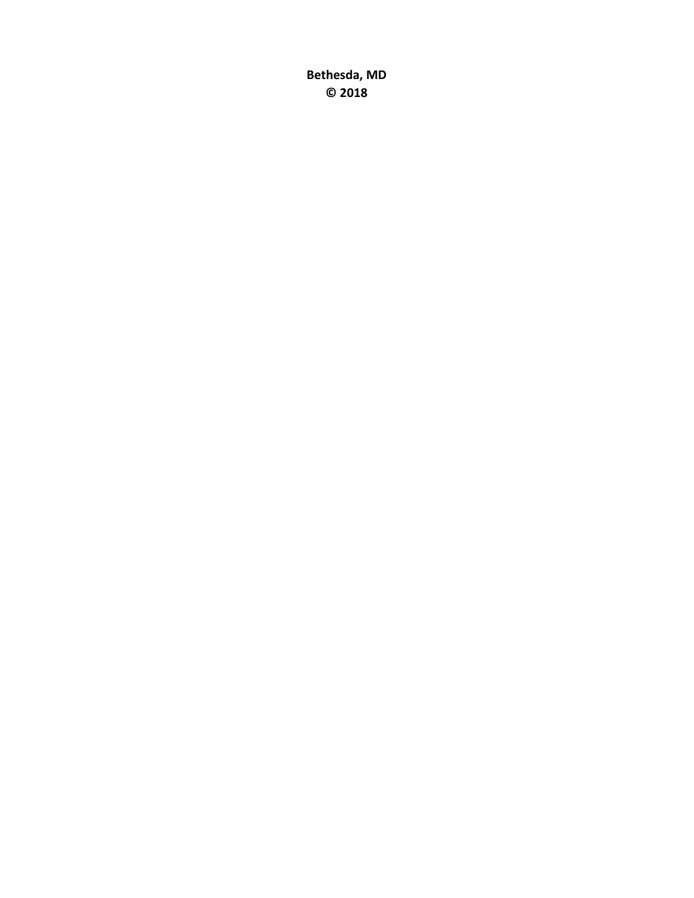**Bethesda, MD**
**© 2018**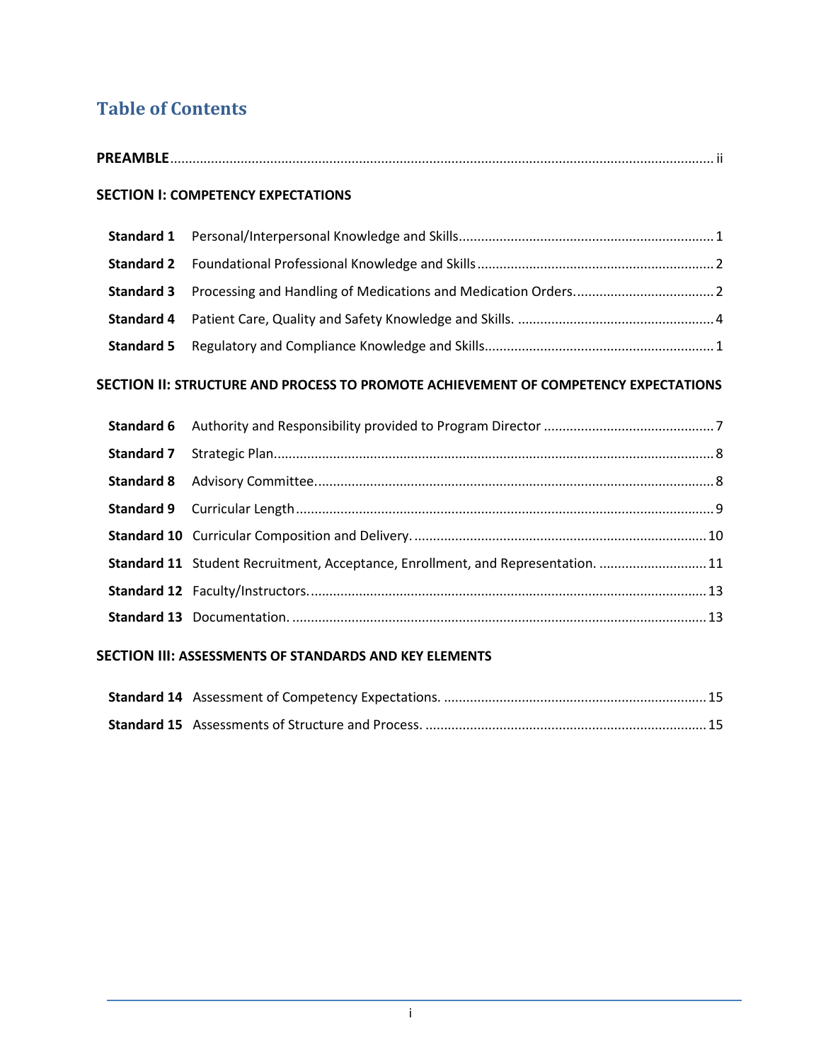# Table of Contents

**PREAMBLE** .......... ii

**SECTION I: COMPETENCY EXPECTATIONS**

**Standard 1** Personal/Interpersonal Knowledge and Skills .......... 1

**Standard 2** Foundational Professional Knowledge and Skills .......... 2

**Standard 3** Processing and Handling of Medications and Medication Orders. .......... 2

**Standard 4** Patient Care, Quality and Safety Knowledge and Skills. .......... 4

**Standard 5** Regulatory and Compliance Knowledge and Skills .......... 1

**SECTION II: STRUCTURE AND PROCESS TO PROMOTE ACHIEVEMENT OF COMPETENCY EXPECTATIONS**

**Standard 6** Authority and Responsibility provided to Program Director .......... 7

**Standard 7** Strategic Plan .......... 8

**Standard 8** Advisory Committee. .......... 8

**Standard 9** Curricular Length .......... 9

**Standard 10** Curricular Composition and Delivery. .......... 10

**Standard 11** Student Recruitment, Acceptance, Enrollment, and Representation. .......... 11

**Standard 12** Faculty/Instructors. .......... 13

**Standard 13** Documentation. .......... 13

**SECTION III: ASSESSMENTS OF STANDARDS AND KEY ELEMENTS**

**Standard 14** Assessment of Competency Expectations. .......... 15

**Standard 15** Assessments of Structure and Process. .......... 15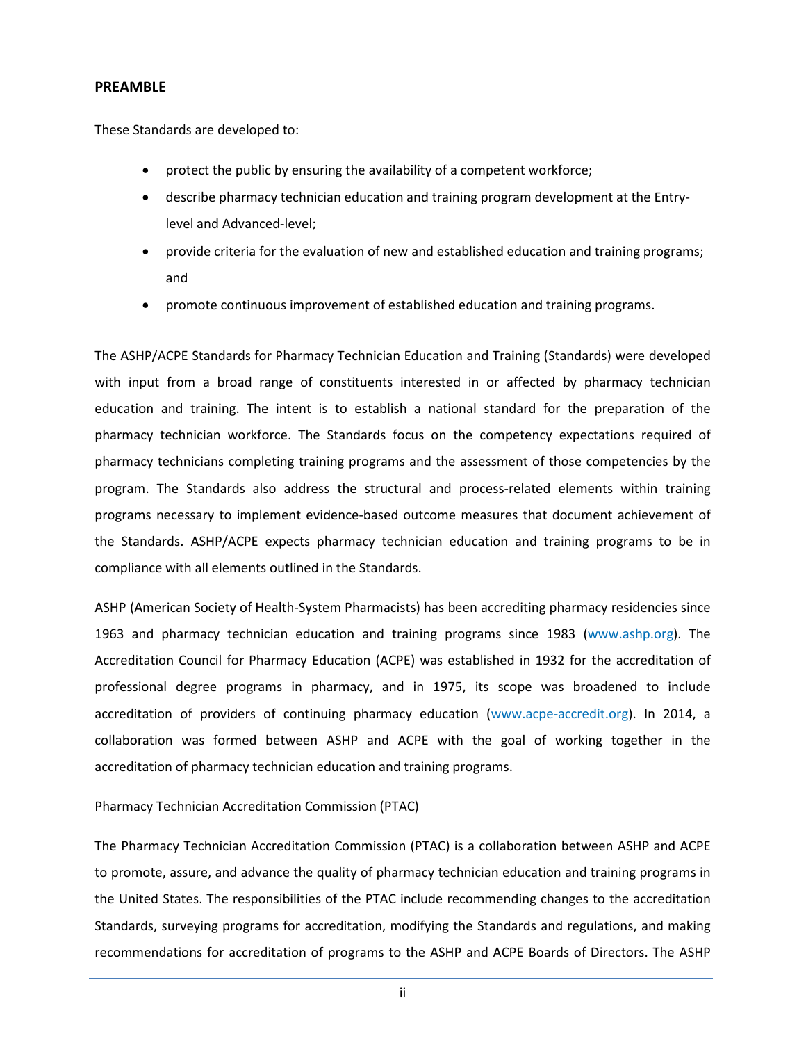## PREAMBLE

These Standards are developed to:

- protect the public by ensuring the availability of a competent workforce;
- describe pharmacy technician education and training program development at the Entry-level and Advanced-level;
- provide criteria for the evaluation of new and established education and training programs; and
- promote continuous improvement of established education and training programs.

The ASHP/ACPE Standards for Pharmacy Technician Education and Training (Standards) were developed with input from a broad range of constituents interested in or affected by pharmacy technician education and training. The intent is to establish a national standard for the preparation of the pharmacy technician workforce. The Standards focus on the competency expectations required of pharmacy technicians completing training programs and the assessment of those competencies by the program. The Standards also address the structural and process-related elements within training programs necessary to implement evidence-based outcome measures that document achievement of the Standards. ASHP/ACPE expects pharmacy technician education and training programs to be in compliance with all elements outlined in the Standards.

ASHP (American Society of Health-System Pharmacists) has been accrediting pharmacy residencies since 1963 and pharmacy technician education and training programs since 1983 (www.ashp.org). The Accreditation Council for Pharmacy Education (ACPE) was established in 1932 for the accreditation of professional degree programs in pharmacy, and in 1975, its scope was broadened to include accreditation of providers of continuing pharmacy education (www.acpe-accredit.org). In 2014, a collaboration was formed between ASHP and ACPE with the goal of working together in the accreditation of pharmacy technician education and training programs.

Pharmacy Technician Accreditation Commission (PTAC)

The Pharmacy Technician Accreditation Commission (PTAC) is a collaboration between ASHP and ACPE to promote, assure, and advance the quality of pharmacy technician education and training programs in the United States. The responsibilities of the PTAC include recommending changes to the accreditation Standards, surveying programs for accreditation, modifying the Standards and regulations, and making recommendations for accreditation of programs to the ASHP and ACPE Boards of Directors. The ASHP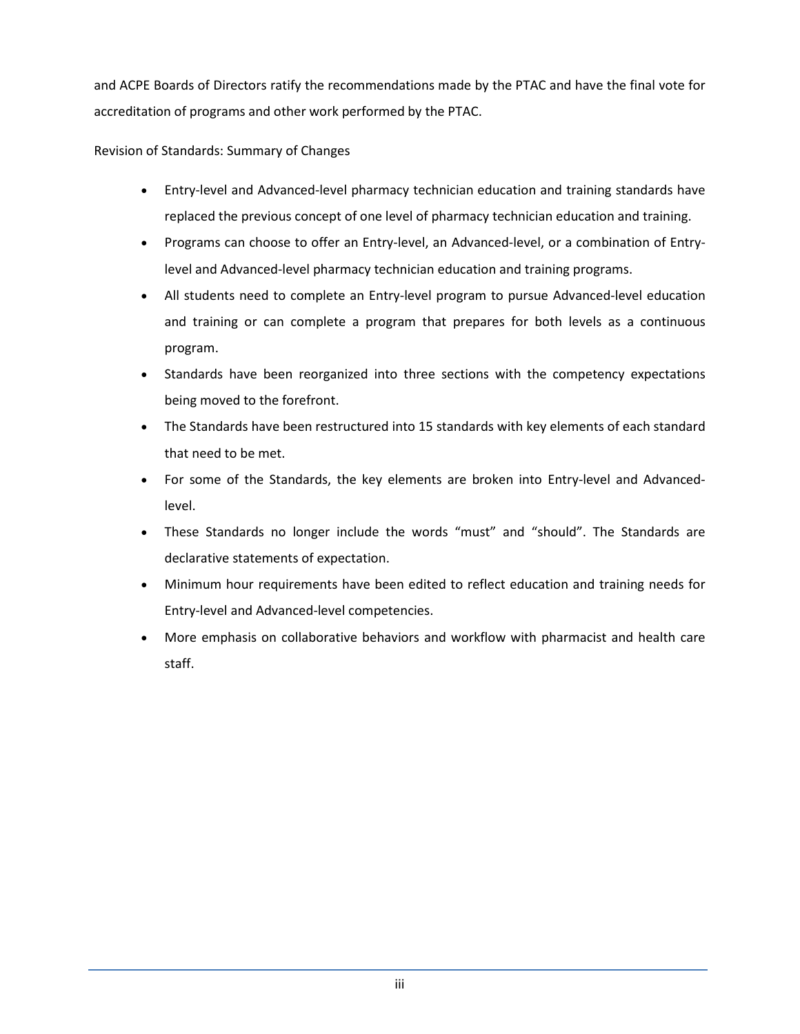and ACPE Boards of Directors ratify the recommendations made by the PTAC and have the final vote for accreditation of programs and other work performed by the PTAC.

Revision of Standards: Summary of Changes

- Entry-level and Advanced-level pharmacy technician education and training standards have replaced the previous concept of one level of pharmacy technician education and training.
- Programs can choose to offer an Entry-level, an Advanced-level, or a combination of Entry-level and Advanced-level pharmacy technician education and training programs.
- All students need to complete an Entry-level program to pursue Advanced-level education and training or can complete a program that prepares for both levels as a continuous program.
- Standards have been reorganized into three sections with the competency expectations being moved to the forefront.
- The Standards have been restructured into 15 standards with key elements of each standard that need to be met.
- For some of the Standards, the key elements are broken into Entry-level and Advanced-level.
- These Standards no longer include the words "must" and "should". The Standards are declarative statements of expectation.
- Minimum hour requirements have been edited to reflect education and training needs for Entry-level and Advanced-level competencies.
- More emphasis on collaborative behaviors and workflow with pharmacist and health care staff.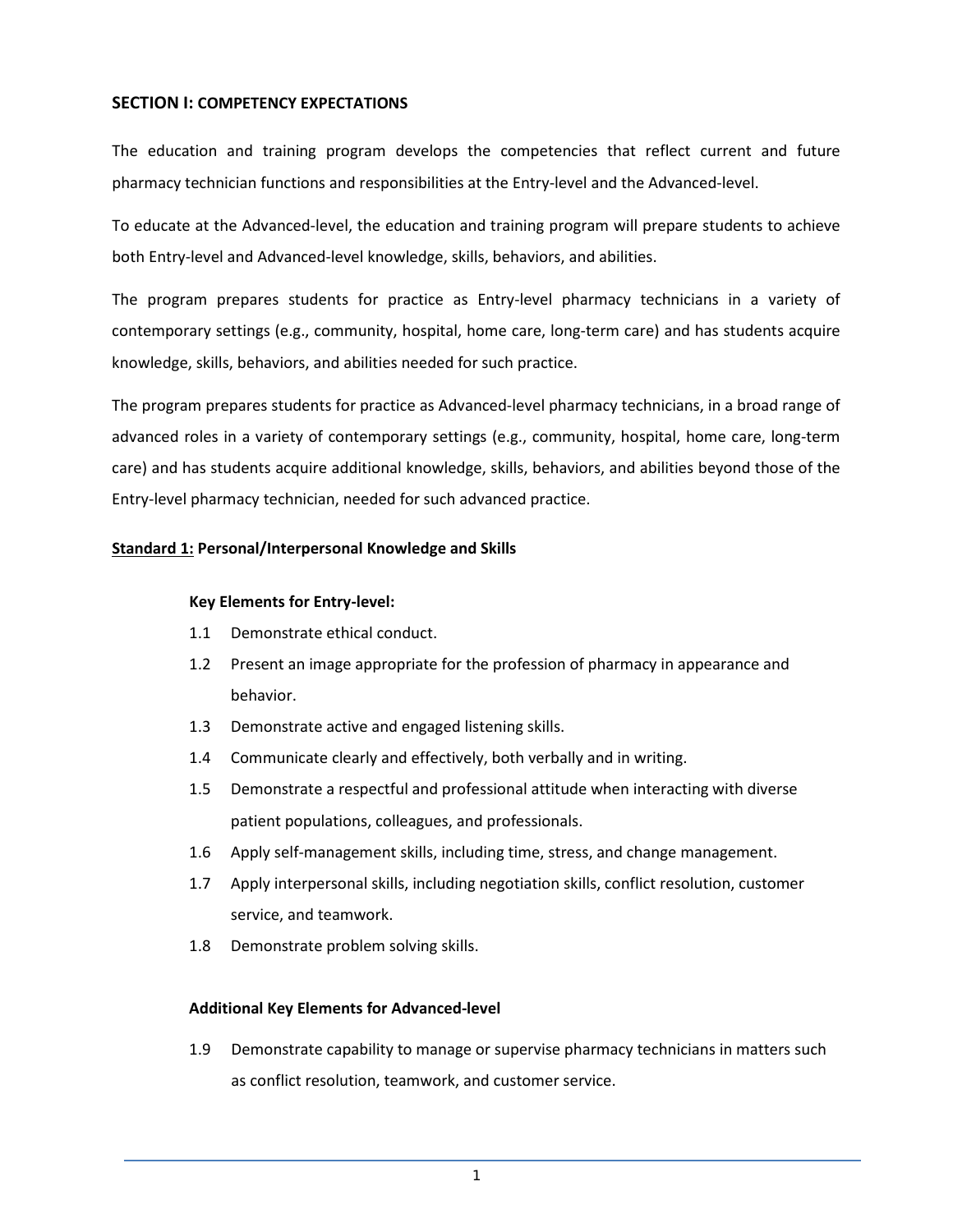## SECTION I: COMPETENCY EXPECTATIONS

The education and training program develops the competencies that reflect current and future pharmacy technician functions and responsibilities at the Entry-level and the Advanced-level.

To educate at the Advanced-level, the education and training program will prepare students to achieve both Entry-level and Advanced-level knowledge, skills, behaviors, and abilities.

The program prepares students for practice as Entry-level pharmacy technicians in a variety of contemporary settings (e.g., community, hospital, home care, long-term care) and has students acquire knowledge, skills, behaviors, and abilities needed for such practice.

The program prepares students for practice as Advanced-level pharmacy technicians, in a broad range of advanced roles in a variety of contemporary settings (e.g., community, hospital, home care, long-term care) and has students acquire additional knowledge, skills, behaviors, and abilities beyond those of the Entry-level pharmacy technician, needed for such advanced practice.

### Standard 1: Personal/Interpersonal Knowledge and Skills

#### Key Elements for Entry-level:

1.1 Demonstrate ethical conduct.

1.2 Present an image appropriate for the profession of pharmacy in appearance and behavior.

1.3 Demonstrate active and engaged listening skills.

1.4 Communicate clearly and effectively, both verbally and in writing.

1.5 Demonstrate a respectful and professional attitude when interacting with diverse patient populations, colleagues, and professionals.

1.6 Apply self-management skills, including time, stress, and change management.

1.7 Apply interpersonal skills, including negotiation skills, conflict resolution, customer service, and teamwork.

1.8 Demonstrate problem solving skills.

#### Additional Key Elements for Advanced-level

1.9 Demonstrate capability to manage or supervise pharmacy technicians in matters such as conflict resolution, teamwork, and customer service.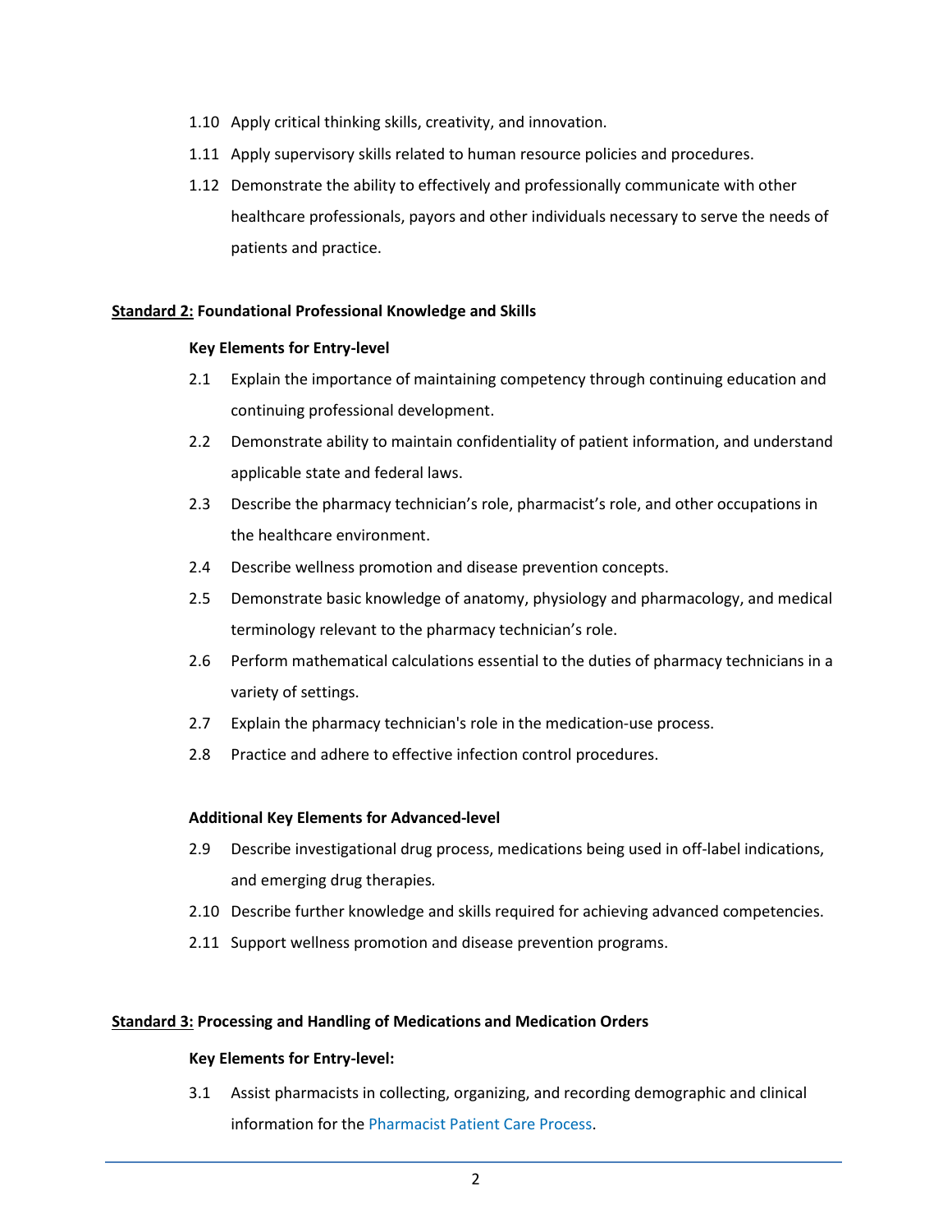1.10 Apply critical thinking skills, creativity, and innovation.

1.11 Apply supervisory skills related to human resource policies and procedures.

1.12 Demonstrate the ability to effectively and professionally communicate with other healthcare professionals, payors and other individuals necessary to serve the needs of patients and practice.

**Standard 2: Foundational Professional Knowledge and Skills**

**Key Elements for Entry-level**

2.1 Explain the importance of maintaining competency through continuing education and continuing professional development.

2.2 Demonstrate ability to maintain confidentiality of patient information, and understand applicable state and federal laws.

2.3 Describe the pharmacy technician's role, pharmacist's role, and other occupations in the healthcare environment.

2.4 Describe wellness promotion and disease prevention concepts.

2.5 Demonstrate basic knowledge of anatomy, physiology and pharmacology, and medical terminology relevant to the pharmacy technician's role.

2.6 Perform mathematical calculations essential to the duties of pharmacy technicians in a variety of settings.

2.7 Explain the pharmacy technician's role in the medication-use process.

2.8 Practice and adhere to effective infection control procedures.

**Additional Key Elements for Advanced-level**

2.9 Describe investigational drug process, medications being used in off-label indications, and emerging drug therapies.

2.10 Describe further knowledge and skills required for achieving advanced competencies.

2.11 Support wellness promotion and disease prevention programs.

**Standard 3: Processing and Handling of Medications and Medication Orders**

**Key Elements for Entry-level:**

3.1 Assist pharmacists in collecting, organizing, and recording demographic and clinical information for the Pharmacist Patient Care Process.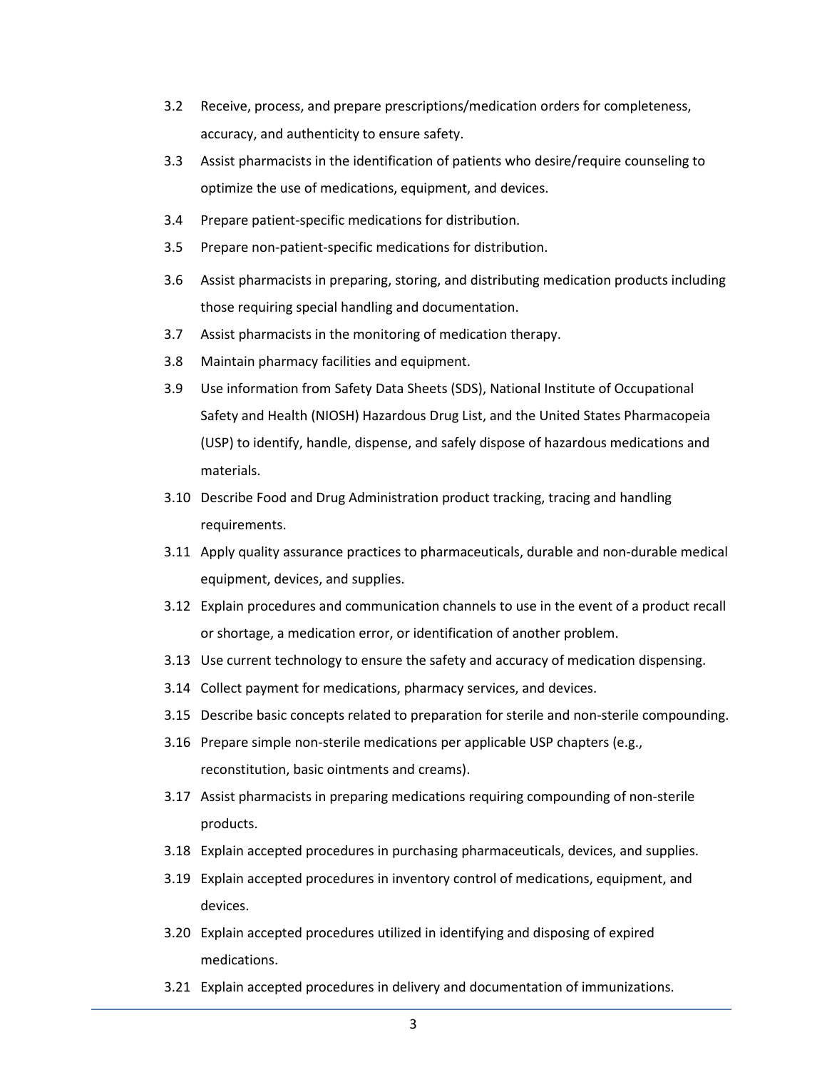3.2 Receive, process, and prepare prescriptions/medication orders for completeness, accuracy, and authenticity to ensure safety.

3.3 Assist pharmacists in the identification of patients who desire/require counseling to optimize the use of medications, equipment, and devices.

3.4 Prepare patient-specific medications for distribution.

3.5 Prepare non-patient-specific medications for distribution.

3.6 Assist pharmacists in preparing, storing, and distributing medication products including those requiring special handling and documentation.

3.7 Assist pharmacists in the monitoring of medication therapy.

3.8 Maintain pharmacy facilities and equipment.

3.9 Use information from Safety Data Sheets (SDS), National Institute of Occupational Safety and Health (NIOSH) Hazardous Drug List, and the United States Pharmacopeia (USP) to identify, handle, dispense, and safely dispose of hazardous medications and materials.

3.10 Describe Food and Drug Administration product tracking, tracing and handling requirements.

3.11 Apply quality assurance practices to pharmaceuticals, durable and non-durable medical equipment, devices, and supplies.

3.12 Explain procedures and communication channels to use in the event of a product recall or shortage, a medication error, or identification of another problem.

3.13 Use current technology to ensure the safety and accuracy of medication dispensing.

3.14 Collect payment for medications, pharmacy services, and devices.

3.15 Describe basic concepts related to preparation for sterile and non-sterile compounding.

3.16 Prepare simple non-sterile medications per applicable USP chapters (e.g., reconstitution, basic ointments and creams).

3.17 Assist pharmacists in preparing medications requiring compounding of non-sterile products.

3.18 Explain accepted procedures in purchasing pharmaceuticals, devices, and supplies.

3.19 Explain accepted procedures in inventory control of medications, equipment, and devices.

3.20 Explain accepted procedures utilized in identifying and disposing of expired medications.

3.21 Explain accepted procedures in delivery and documentation of immunizations.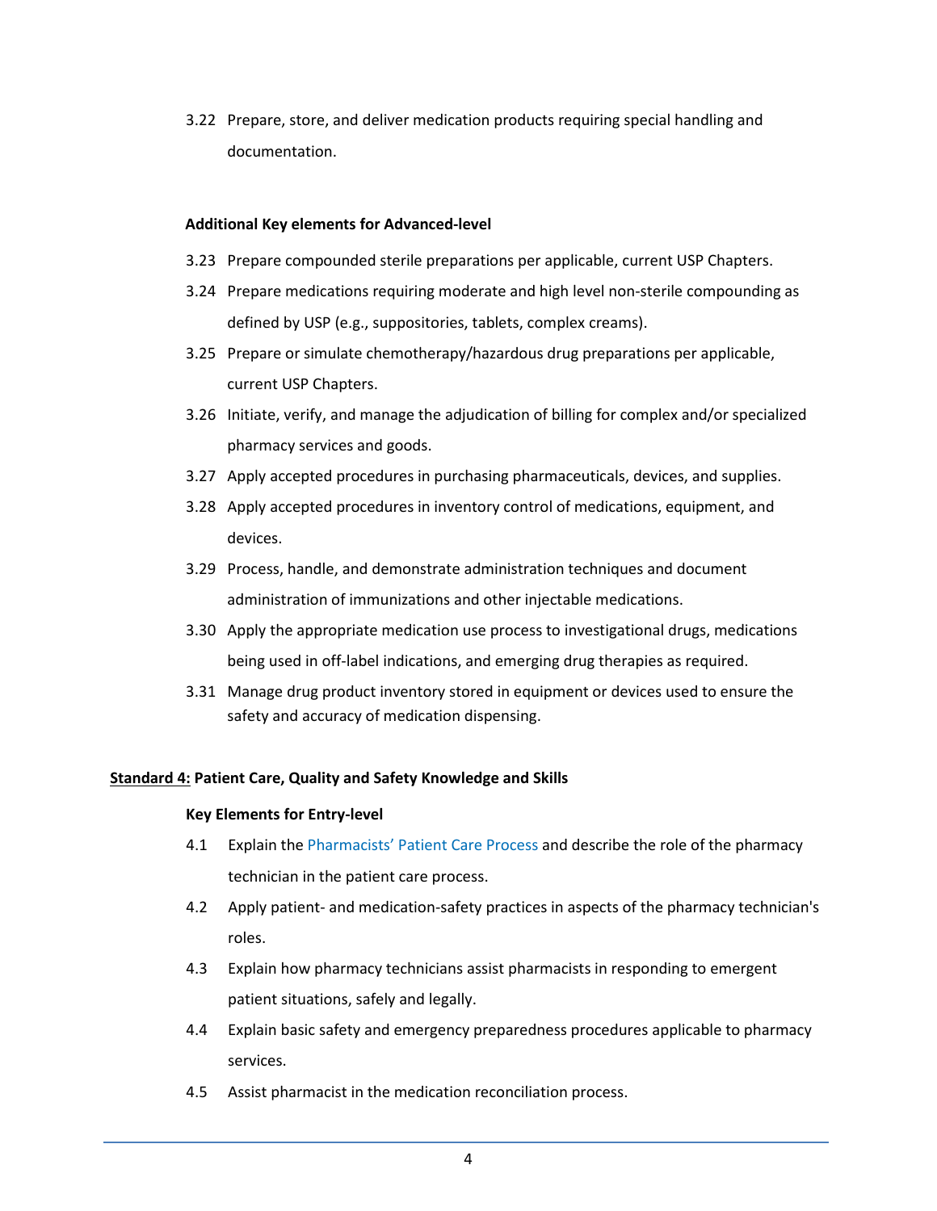3.22 Prepare, store, and deliver medication products requiring special handling and documentation.

**Additional Key elements for Advanced-level**

3.23 Prepare compounded sterile preparations per applicable, current USP Chapters.

3.24 Prepare medications requiring moderate and high level non-sterile compounding as defined by USP (e.g., suppositories, tablets, complex creams).

3.25 Prepare or simulate chemotherapy/hazardous drug preparations per applicable, current USP Chapters.

3.26 Initiate, verify, and manage the adjudication of billing for complex and/or specialized pharmacy services and goods.

3.27 Apply accepted procedures in purchasing pharmaceuticals, devices, and supplies.

3.28 Apply accepted procedures in inventory control of medications, equipment, and devices.

3.29 Process, handle, and demonstrate administration techniques and document administration of immunizations and other injectable medications.

3.30 Apply the appropriate medication use process to investigational drugs, medications being used in off-label indications, and emerging drug therapies as required.

3.31 Manage drug product inventory stored in equipment or devices used to ensure the safety and accuracy of medication dispensing.

**Standard 4: Patient Care, Quality and Safety Knowledge and Skills**

**Key Elements for Entry-level**

4.1 Explain the Pharmacists' Patient Care Process and describe the role of the pharmacy technician in the patient care process.

4.2 Apply patient- and medication-safety practices in aspects of the pharmacy technician's roles.

4.3 Explain how pharmacy technicians assist pharmacists in responding to emergent patient situations, safely and legally.

4.4 Explain basic safety and emergency preparedness procedures applicable to pharmacy services.

4.5 Assist pharmacist in the medication reconciliation process.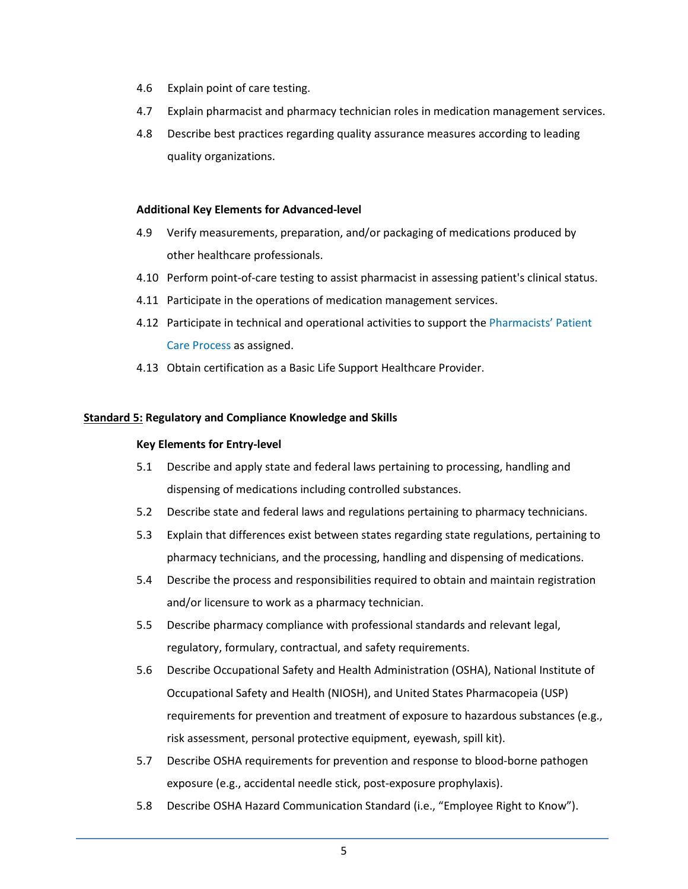4.6 Explain point of care testing.

4.7 Explain pharmacist and pharmacy technician roles in medication management services.

4.8 Describe best practices regarding quality assurance measures according to leading quality organizations.

**Additional Key Elements for Advanced-level**

4.9 Verify measurements, preparation, and/or packaging of medications produced by other healthcare professionals.

4.10 Perform point-of-care testing to assist pharmacist in assessing patient's clinical status.

4.11 Participate in the operations of medication management services.

4.12 Participate in technical and operational activities to support the Pharmacists' Patient Care Process as assigned.

4.13 Obtain certification as a Basic Life Support Healthcare Provider.

**Standard 5: Regulatory and Compliance Knowledge and Skills**

**Key Elements for Entry-level**

5.1 Describe and apply state and federal laws pertaining to processing, handling and dispensing of medications including controlled substances.

5.2 Describe state and federal laws and regulations pertaining to pharmacy technicians.

5.3 Explain that differences exist between states regarding state regulations, pertaining to pharmacy technicians, and the processing, handling and dispensing of medications.

5.4 Describe the process and responsibilities required to obtain and maintain registration and/or licensure to work as a pharmacy technician.

5.5 Describe pharmacy compliance with professional standards and relevant legal, regulatory, formulary, contractual, and safety requirements.

5.6 Describe Occupational Safety and Health Administration (OSHA), National Institute of Occupational Safety and Health (NIOSH), and United States Pharmacopeia (USP) requirements for prevention and treatment of exposure to hazardous substances (e.g., risk assessment, personal protective equipment, eyewash, spill kit).

5.7 Describe OSHA requirements for prevention and response to blood-borne pathogen exposure (e.g., accidental needle stick, post-exposure prophylaxis).

5.8 Describe OSHA Hazard Communication Standard (i.e., "Employee Right to Know").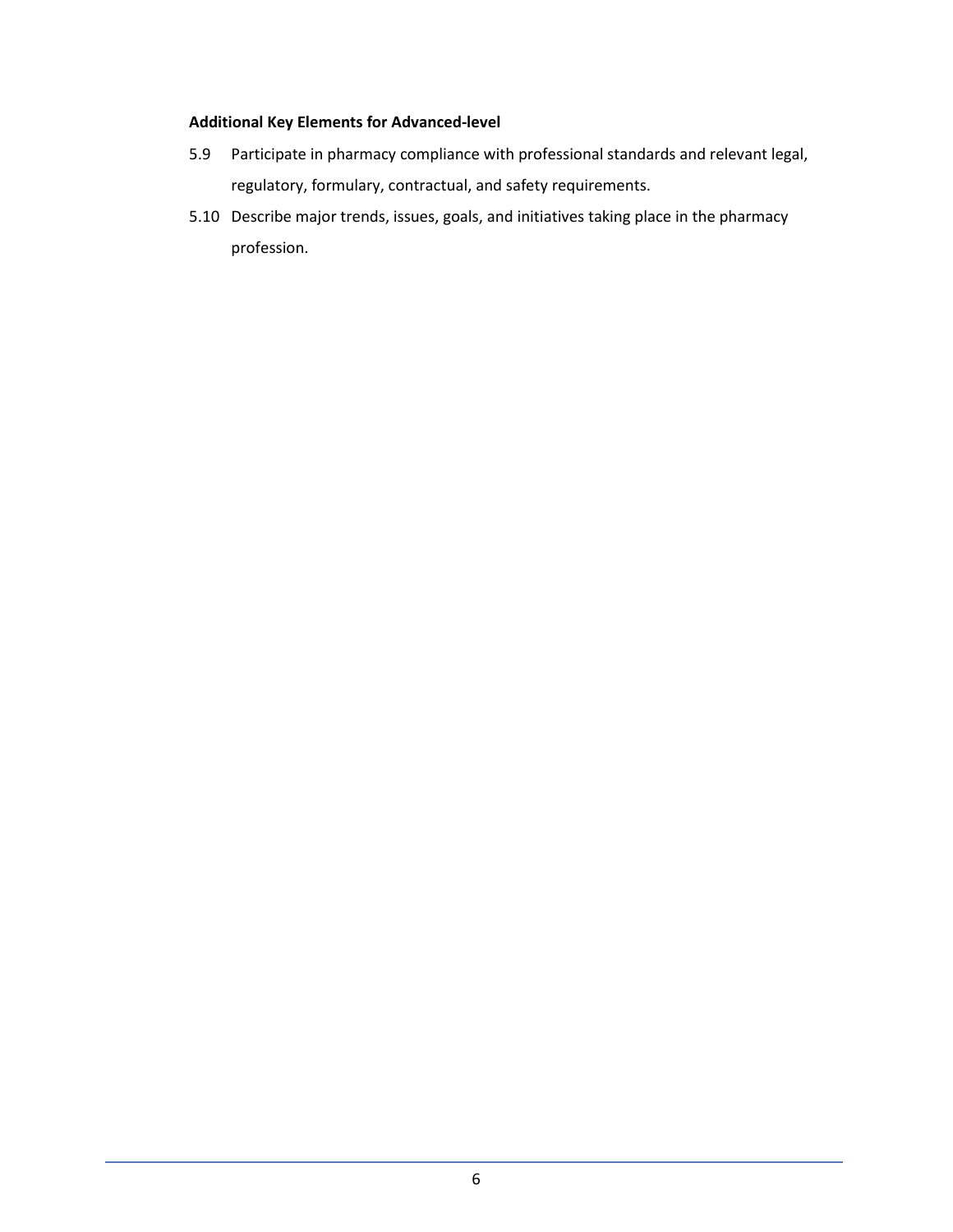**Additional Key Elements for Advanced-level**

5.9 Participate in pharmacy compliance with professional standards and relevant legal, regulatory, formulary, contractual, and safety requirements.

5.10 Describe major trends, issues, goals, and initiatives taking place in the pharmacy profession.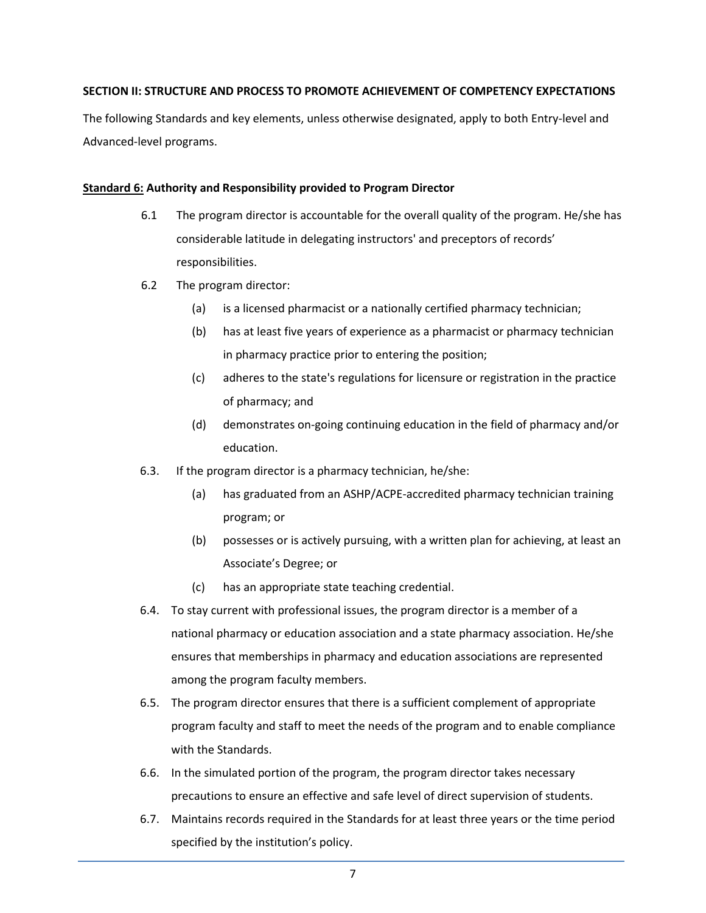**SECTION II: STRUCTURE AND PROCESS TO PROMOTE ACHIEVEMENT OF COMPETENCY EXPECTATIONS**

The following Standards and key elements, unless otherwise designated, apply to both Entry-level and Advanced-level programs.

**<u>Standard 6:</u> Authority and Responsibility provided to Program Director**

6.1 The program director is accountable for the overall quality of the program. He/she has considerable latitude in delegating instructors' and preceptors of records' responsibilities.

6.2 The program director:

- (a) is a licensed pharmacist or a nationally certified pharmacy technician;
- (b) has at least five years of experience as a pharmacist or pharmacy technician in pharmacy practice prior to entering the position;
- (c) adheres to the state's regulations for licensure or registration in the practice of pharmacy; and
- (d) demonstrates on-going continuing education in the field of pharmacy and/or education.

6.3. If the program director is a pharmacy technician, he/she:

- (a) has graduated from an ASHP/ACPE-accredited pharmacy technician training program; or
- (b) possesses or is actively pursuing, with a written plan for achieving, at least an Associate's Degree; or
- (c) has an appropriate state teaching credential.

6.4. To stay current with professional issues, the program director is a member of a national pharmacy or education association and a state pharmacy association. He/she ensures that memberships in pharmacy and education associations are represented among the program faculty members.

6.5. The program director ensures that there is a sufficient complement of appropriate program faculty and staff to meet the needs of the program and to enable compliance with the Standards.

6.6. In the simulated portion of the program, the program director takes necessary precautions to ensure an effective and safe level of direct supervision of students.

6.7. Maintains records required in the Standards for at least three years or the time period specified by the institution's policy.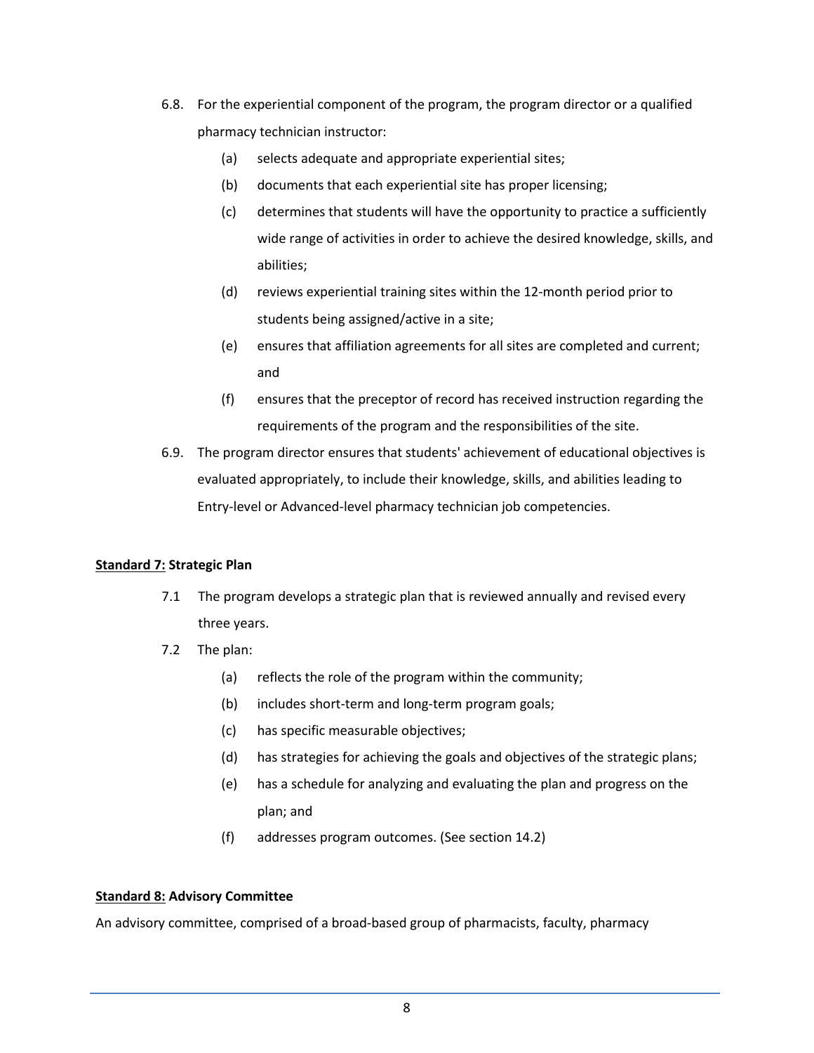6.8. For the experiential component of the program, the program director or a qualified pharmacy technician instructor:

   (a) selects adequate and appropriate experiential sites;

   (b) documents that each experiential site has proper licensing;

   (c) determines that students will have the opportunity to practice a sufficiently wide range of activities in order to achieve the desired knowledge, skills, and abilities;

   (d) reviews experiential training sites within the 12-month period prior to students being assigned/active in a site;

   (e) ensures that affiliation agreements for all sites are completed and current; and

   (f) ensures that the preceptor of record has received instruction regarding the requirements of the program and the responsibilities of the site.

6.9. The program director ensures that students' achievement of educational objectives is evaluated appropriately, to include their knowledge, skills, and abilities leading to Entry-level or Advanced-level pharmacy technician job competencies.

**Standard 7: Strategic Plan**

7.1 The program develops a strategic plan that is reviewed annually and revised every three years.

7.2 The plan:

   (a) reflects the role of the program within the community;

   (b) includes short-term and long-term program goals;

   (c) has specific measurable objectives;

   (d) has strategies for achieving the goals and objectives of the strategic plans;

   (e) has a schedule for analyzing and evaluating the plan and progress on the plan; and

   (f) addresses program outcomes. (See section 14.2)

**Standard 8: Advisory Committee**

An advisory committee, comprised of a broad-based group of pharmacists, faculty, pharmacy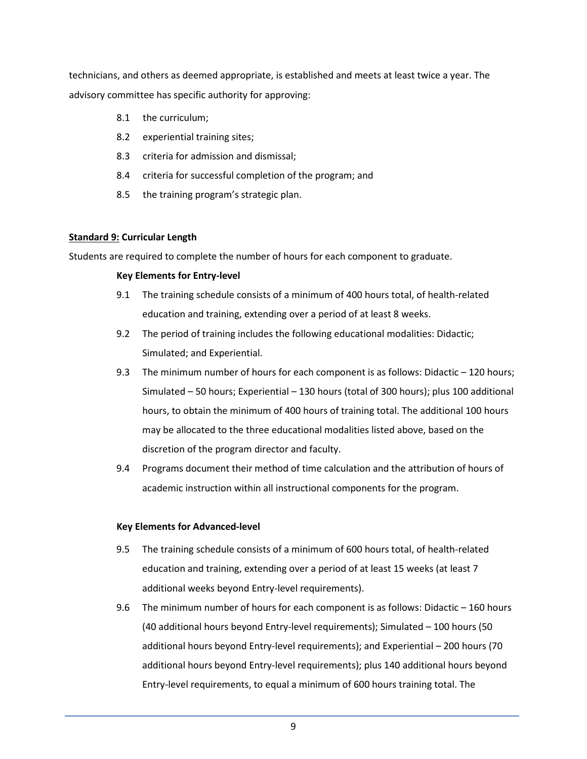technicians, and others as deemed appropriate, is established and meets at least twice a year. The advisory committee has specific authority for approving:

8.1 the curriculum;

8.2 experiential training sites;

8.3 criteria for admission and dismissal;

8.4 criteria for successful completion of the program; and

8.5 the training program's strategic plan.

**<u>Standard 9:</u> Curricular Length**

Students are required to complete the number of hours for each component to graduate.

**Key Elements for Entry-level**

9.1 The training schedule consists of a minimum of 400 hours total, of health-related education and training, extending over a period of at least 8 weeks.

9.2 The period of training includes the following educational modalities: Didactic; Simulated; and Experiential.

9.3 The minimum number of hours for each component is as follows: Didactic – 120 hours; Simulated – 50 hours; Experiential – 130 hours (total of 300 hours); plus 100 additional hours, to obtain the minimum of 400 hours of training total. The additional 100 hours may be allocated to the three educational modalities listed above, based on the discretion of the program director and faculty.

9.4 Programs document their method of time calculation and the attribution of hours of academic instruction within all instructional components for the program.

**Key Elements for Advanced-level**

9.5 The training schedule consists of a minimum of 600 hours total, of health-related education and training, extending over a period of at least 15 weeks (at least 7 additional weeks beyond Entry-level requirements).

9.6 The minimum number of hours for each component is as follows: Didactic – 160 hours (40 additional hours beyond Entry-level requirements); Simulated – 100 hours (50 additional hours beyond Entry-level requirements); and Experiential – 200 hours (70 additional hours beyond Entry-level requirements); plus 140 additional hours beyond Entry-level requirements, to equal a minimum of 600 hours training total. The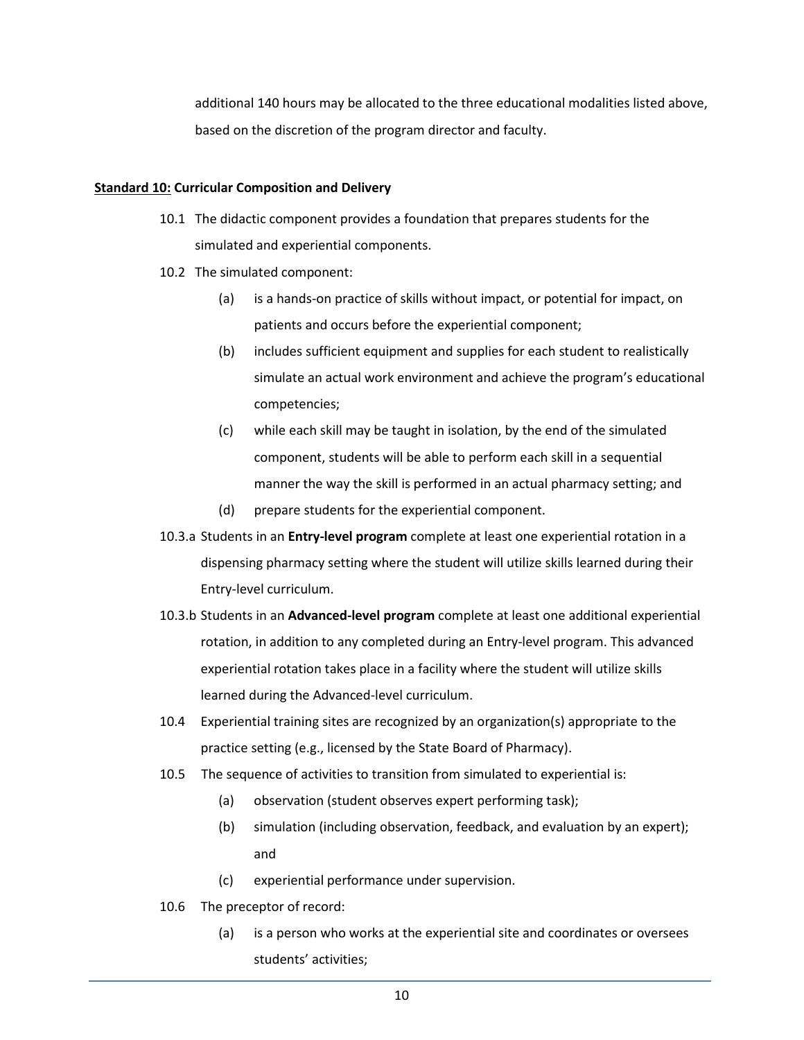additional 140 hours may be allocated to the three educational modalities listed above, based on the discretion of the program director and faculty.

**Standard 10: Curricular Composition and Delivery**

10.1 The didactic component provides a foundation that prepares students for the simulated and experiential components.

10.2 The simulated component:

- (a) is a hands-on practice of skills without impact, or potential for impact, on patients and occurs before the experiential component;
- (b) includes sufficient equipment and supplies for each student to realistically simulate an actual work environment and achieve the program's educational competencies;
- (c) while each skill may be taught in isolation, by the end of the simulated component, students will be able to perform each skill in a sequential manner the way the skill is performed in an actual pharmacy setting; and
- (d) prepare students for the experiential component.

10.3.a Students in an **Entry-level program** complete at least one experiential rotation in a dispensing pharmacy setting where the student will utilize skills learned during their Entry-level curriculum.

10.3.b Students in an **Advanced-level program** complete at least one additional experiential rotation, in addition to any completed during an Entry-level program. This advanced experiential rotation takes place in a facility where the student will utilize skills learned during the Advanced-level curriculum.

10.4 Experiential training sites are recognized by an organization(s) appropriate to the practice setting (e.g., licensed by the State Board of Pharmacy).

10.5 The sequence of activities to transition from simulated to experiential is:

- (a) observation (student observes expert performing task);
- (b) simulation (including observation, feedback, and evaluation by an expert); and
- (c) experiential performance under supervision.

10.6 The preceptor of record:

- (a) is a person who works at the experiential site and coordinates or oversees students' activities;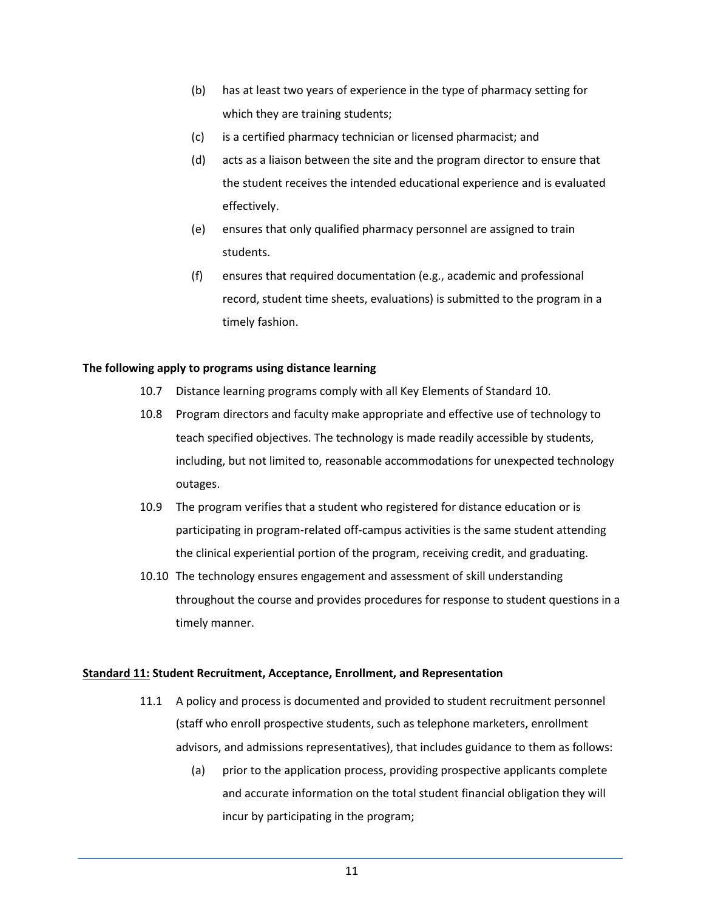(b) has at least two years of experience in the type of pharmacy setting for which they are training students;

(c) is a certified pharmacy technician or licensed pharmacist; and

(d) acts as a liaison between the site and the program director to ensure that the student receives the intended educational experience and is evaluated effectively.

(e) ensures that only qualified pharmacy personnel are assigned to train students.

(f) ensures that required documentation (e.g., academic and professional record, student time sheets, evaluations) is submitted to the program in a timely fashion.

**The following apply to programs using distance learning**

10.7 Distance learning programs comply with all Key Elements of Standard 10.

10.8 Program directors and faculty make appropriate and effective use of technology to teach specified objectives. The technology is made readily accessible by students, including, but not limited to, reasonable accommodations for unexpected technology outages.

10.9 The program verifies that a student who registered for distance education or is participating in program-related off-campus activities is the same student attending the clinical experiential portion of the program, receiving credit, and graduating.

10.10 The technology ensures engagement and assessment of skill understanding throughout the course and provides procedures for response to student questions in a timely manner.

**<u>Standard 11:</u> Student Recruitment, Acceptance, Enrollment, and Representation**

11.1 A policy and process is documented and provided to student recruitment personnel (staff who enroll prospective students, such as telephone marketers, enrollment advisors, and admissions representatives), that includes guidance to them as follows:

(a) prior to the application process, providing prospective applicants complete and accurate information on the total student financial obligation they will incur by participating in the program;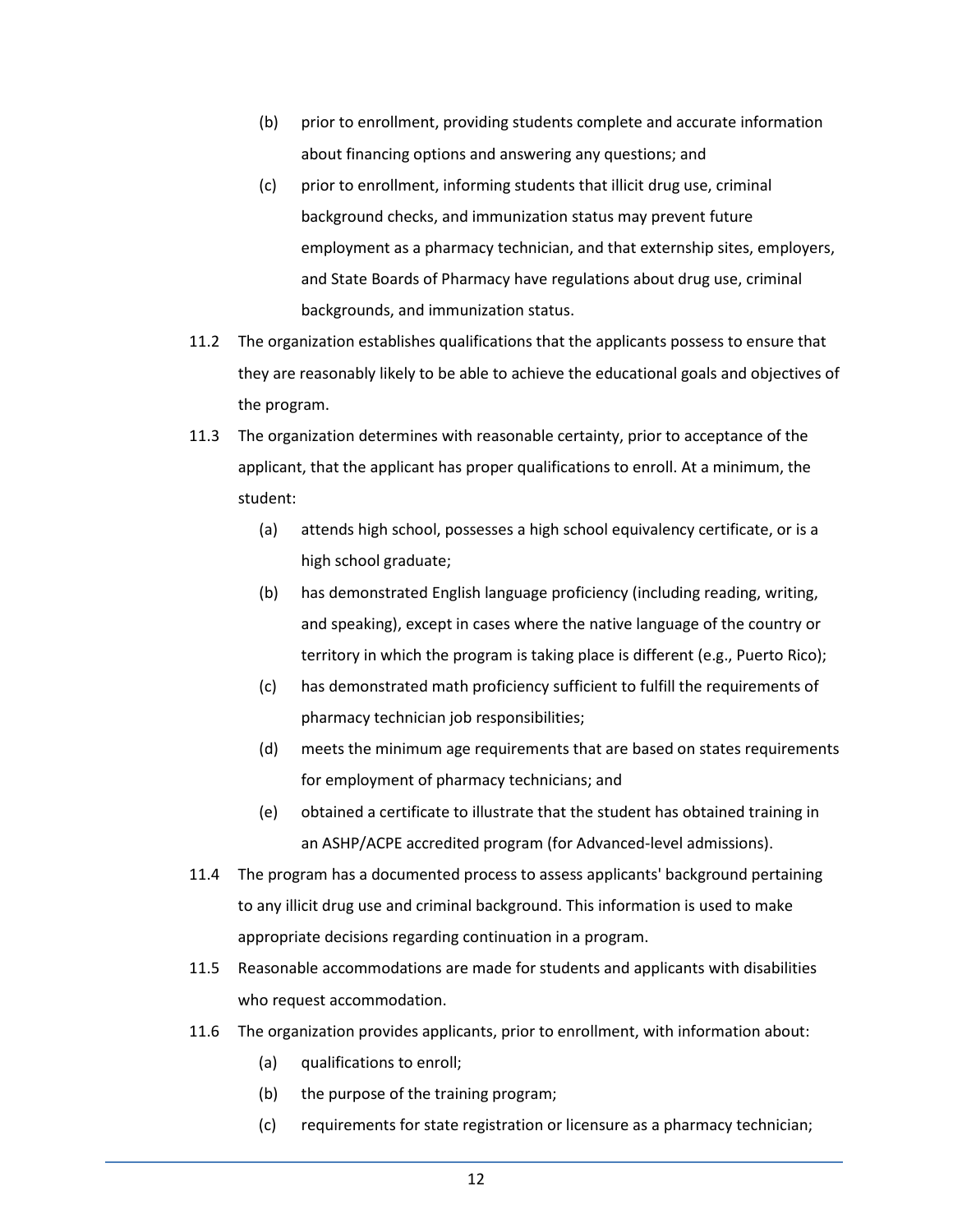(b) prior to enrollment, providing students complete and accurate information about financing options and answering any questions; and

(c) prior to enrollment, informing students that illicit drug use, criminal background checks, and immunization status may prevent future employment as a pharmacy technician, and that externship sites, employers, and State Boards of Pharmacy have regulations about drug use, criminal backgrounds, and immunization status.

11.2 The organization establishes qualifications that the applicants possess to ensure that they are reasonably likely to be able to achieve the educational goals and objectives of the program.

11.3 The organization determines with reasonable certainty, prior to acceptance of the applicant, that the applicant has proper qualifications to enroll. At a minimum, the student:

(a) attends high school, possesses a high school equivalency certificate, or is a high school graduate;

(b) has demonstrated English language proficiency (including reading, writing, and speaking), except in cases where the native language of the country or territory in which the program is taking place is different (e.g., Puerto Rico);

(c) has demonstrated math proficiency sufficient to fulfill the requirements of pharmacy technician job responsibilities;

(d) meets the minimum age requirements that are based on states requirements for employment of pharmacy technicians; and

(e) obtained a certificate to illustrate that the student has obtained training in an ASHP/ACPE accredited program (for Advanced-level admissions).

11.4 The program has a documented process to assess applicants' background pertaining to any illicit drug use and criminal background. This information is used to make appropriate decisions regarding continuation in a program.

11.5 Reasonable accommodations are made for students and applicants with disabilities who request accommodation.

11.6 The organization provides applicants, prior to enrollment, with information about:

(a) qualifications to enroll;

(b) the purpose of the training program;

(c) requirements for state registration or licensure as a pharmacy technician;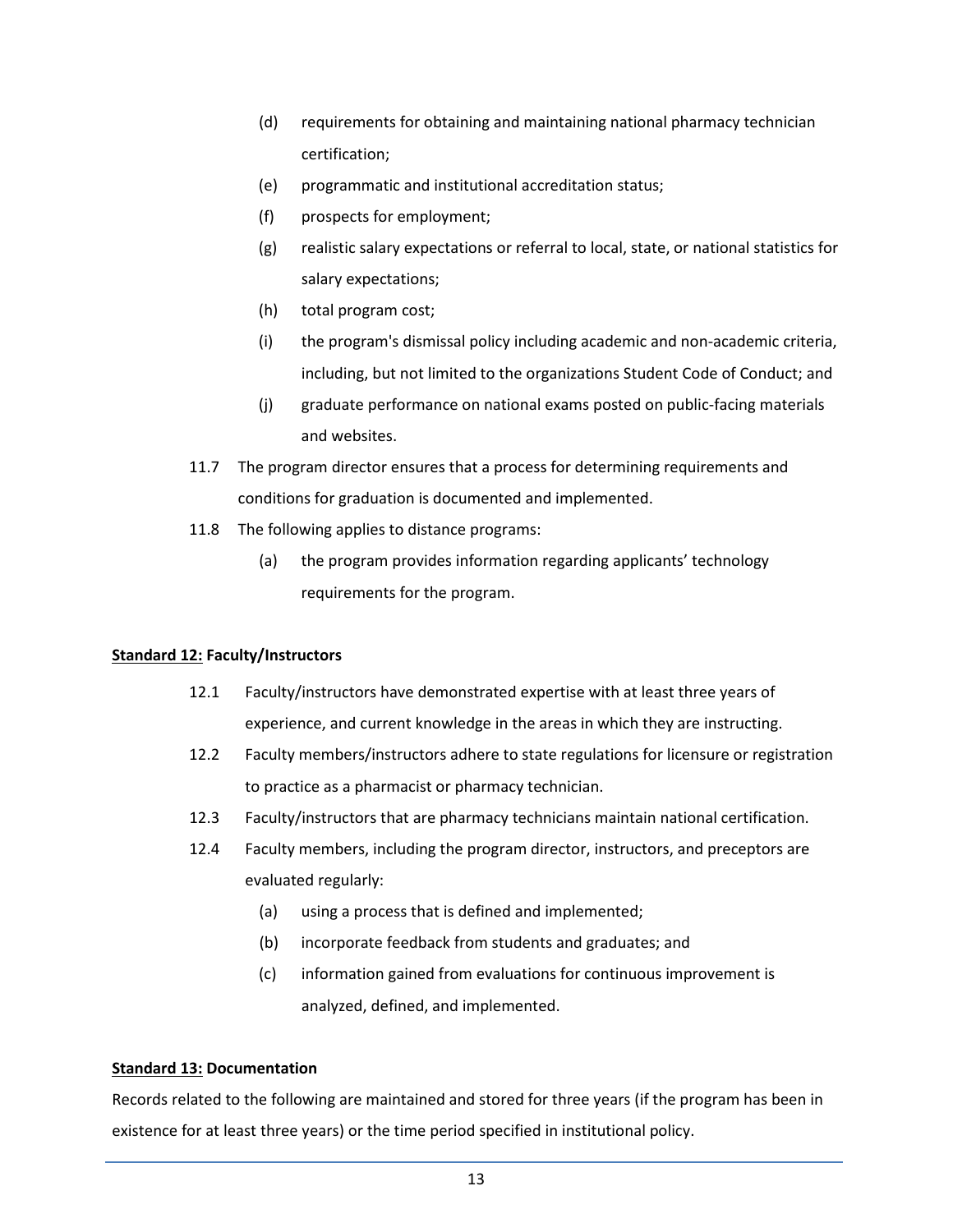(d) requirements for obtaining and maintaining national pharmacy technician certification;

(e) programmatic and institutional accreditation status;

(f) prospects for employment;

(g) realistic salary expectations or referral to local, state, or national statistics for salary expectations;

(h) total program cost;

(i) the program's dismissal policy including academic and non-academic criteria, including, but not limited to the organizations Student Code of Conduct; and

(j) graduate performance on national exams posted on public-facing materials and websites.

11.7 The program director ensures that a process for determining requirements and conditions for graduation is documented and implemented.

11.8 The following applies to distance programs:

(a) the program provides information regarding applicants' technology requirements for the program.

**Standard 12: Faculty/Instructors**

12.1 Faculty/instructors have demonstrated expertise with at least three years of experience, and current knowledge in the areas in which they are instructing.

12.2 Faculty members/instructors adhere to state regulations for licensure or registration to practice as a pharmacist or pharmacy technician.

12.3 Faculty/instructors that are pharmacy technicians maintain national certification.

12.4 Faculty members, including the program director, instructors, and preceptors are evaluated regularly:

(a) using a process that is defined and implemented;

(b) incorporate feedback from students and graduates; and

(c) information gained from evaluations for continuous improvement is analyzed, defined, and implemented.

**Standard 13: Documentation**

Records related to the following are maintained and stored for three years (if the program has been in existence for at least three years) or the time period specified in institutional policy.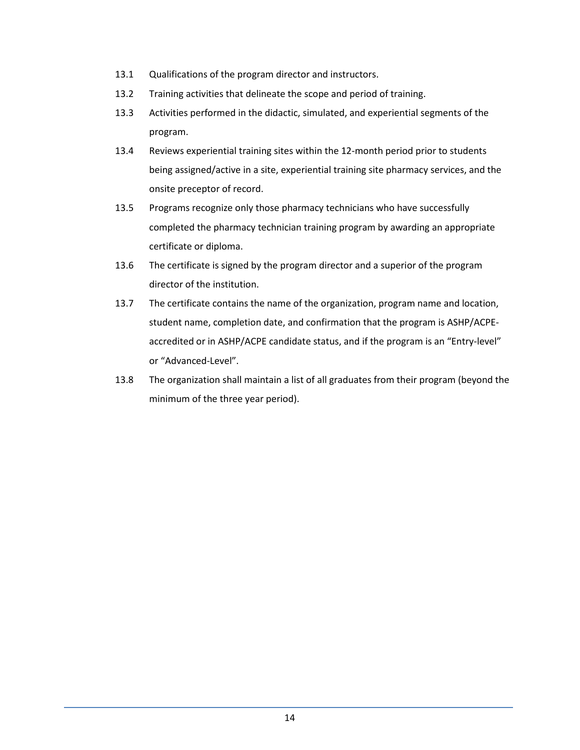13.1 Qualifications of the program director and instructors.

13.2 Training activities that delineate the scope and period of training.

13.3 Activities performed in the didactic, simulated, and experiential segments of the program.

13.4 Reviews experiential training sites within the 12-month period prior to students being assigned/active in a site, experiential training site pharmacy services, and the onsite preceptor of record.

13.5 Programs recognize only those pharmacy technicians who have successfully completed the pharmacy technician training program by awarding an appropriate certificate or diploma.

13.6 The certificate is signed by the program director and a superior of the program director of the institution.

13.7 The certificate contains the name of the organization, program name and location, student name, completion date, and confirmation that the program is ASHP/ACPE-accredited or in ASHP/ACPE candidate status, and if the program is an "Entry-level" or "Advanced-Level".

13.8 The organization shall maintain a list of all graduates from their program (beyond the minimum of the three year period).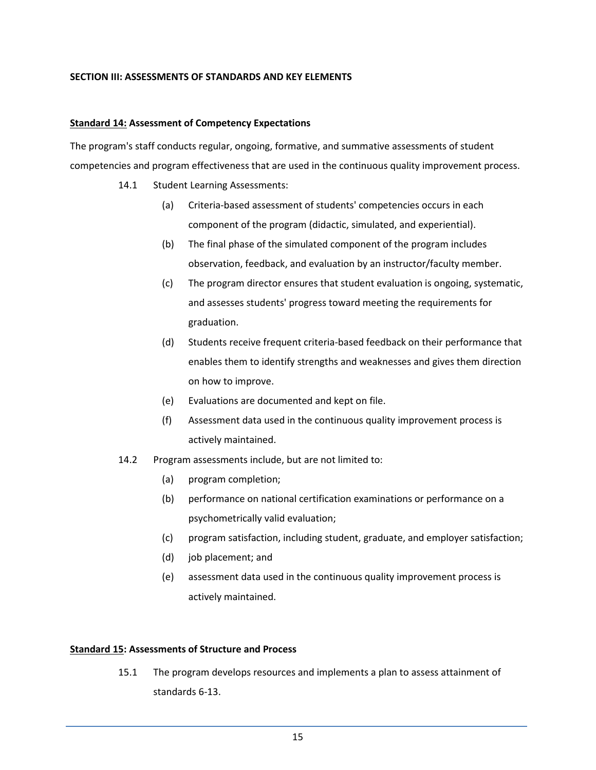## SECTION III: ASSESSMENTS OF STANDARDS AND KEY ELEMENTS

### Standard 14: Assessment of Competency Expectations

The program's staff conducts regular, ongoing, formative, and summative assessments of student competencies and program effectiveness that are used in the continuous quality improvement process.

- 14.1 Student Learning Assessments:
  - (a) Criteria-based assessment of students' competencies occurs in each component of the program (didactic, simulated, and experiential).
  - (b) The final phase of the simulated component of the program includes observation, feedback, and evaluation by an instructor/faculty member.
  - (c) The program director ensures that student evaluation is ongoing, systematic, and assesses students' progress toward meeting the requirements for graduation.
  - (d) Students receive frequent criteria-based feedback on their performance that enables them to identify strengths and weaknesses and gives them direction on how to improve.
  - (e) Evaluations are documented and kept on file.
  - (f) Assessment data used in the continuous quality improvement process is actively maintained.
- 14.2 Program assessments include, but are not limited to:
  - (a) program completion;
  - (b) performance on national certification examinations or performance on a psychometrically valid evaluation;
  - (c) program satisfaction, including student, graduate, and employer satisfaction;
  - (d) job placement; and
  - (e) assessment data used in the continuous quality improvement process is actively maintained.

### Standard 15: Assessments of Structure and Process

- 15.1 The program develops resources and implements a plan to assess attainment of standards 6-13.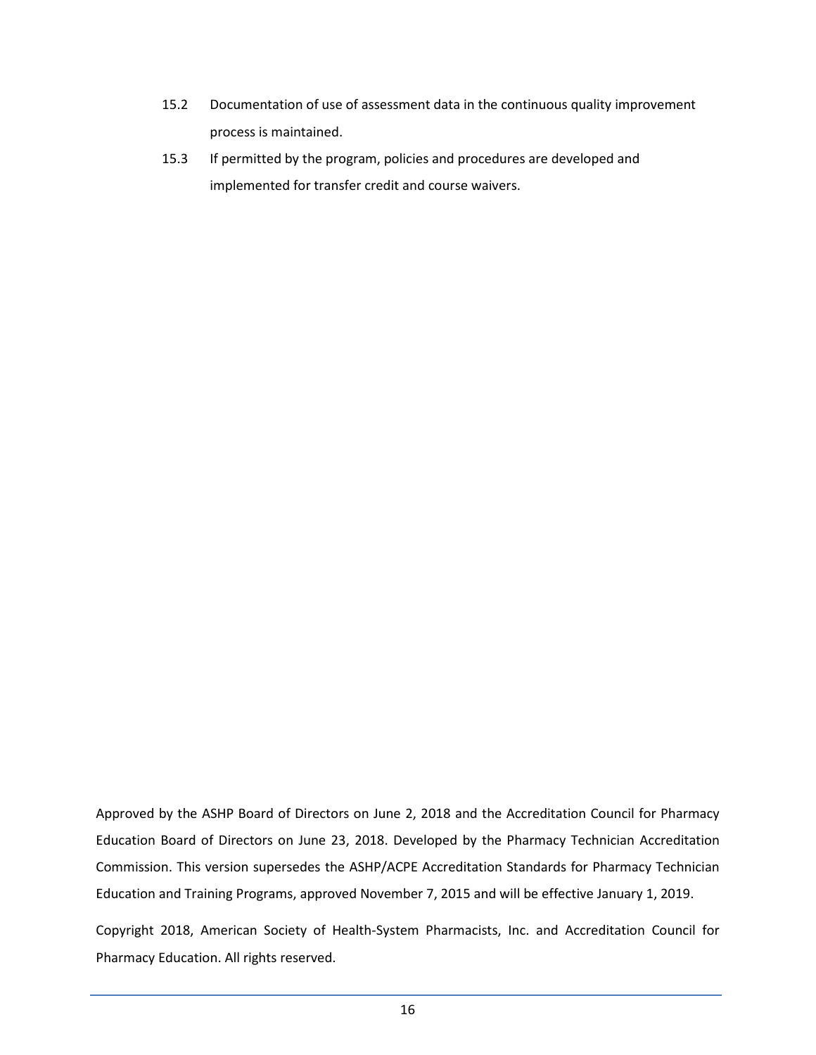15.2 Documentation of use of assessment data in the continuous quality improvement process is maintained.

15.3 If permitted by the program, policies and procedures are developed and implemented for transfer credit and course waivers.

Approved by the ASHP Board of Directors on June 2, 2018 and the Accreditation Council for Pharmacy Education Board of Directors on June 23, 2018. Developed by the Pharmacy Technician Accreditation Commission. This version supersedes the ASHP/ACPE Accreditation Standards for Pharmacy Technician Education and Training Programs, approved November 7, 2015 and will be effective January 1, 2019.

Copyright 2018, American Society of Health-System Pharmacists, Inc. and Accreditation Council for Pharmacy Education. All rights reserved.